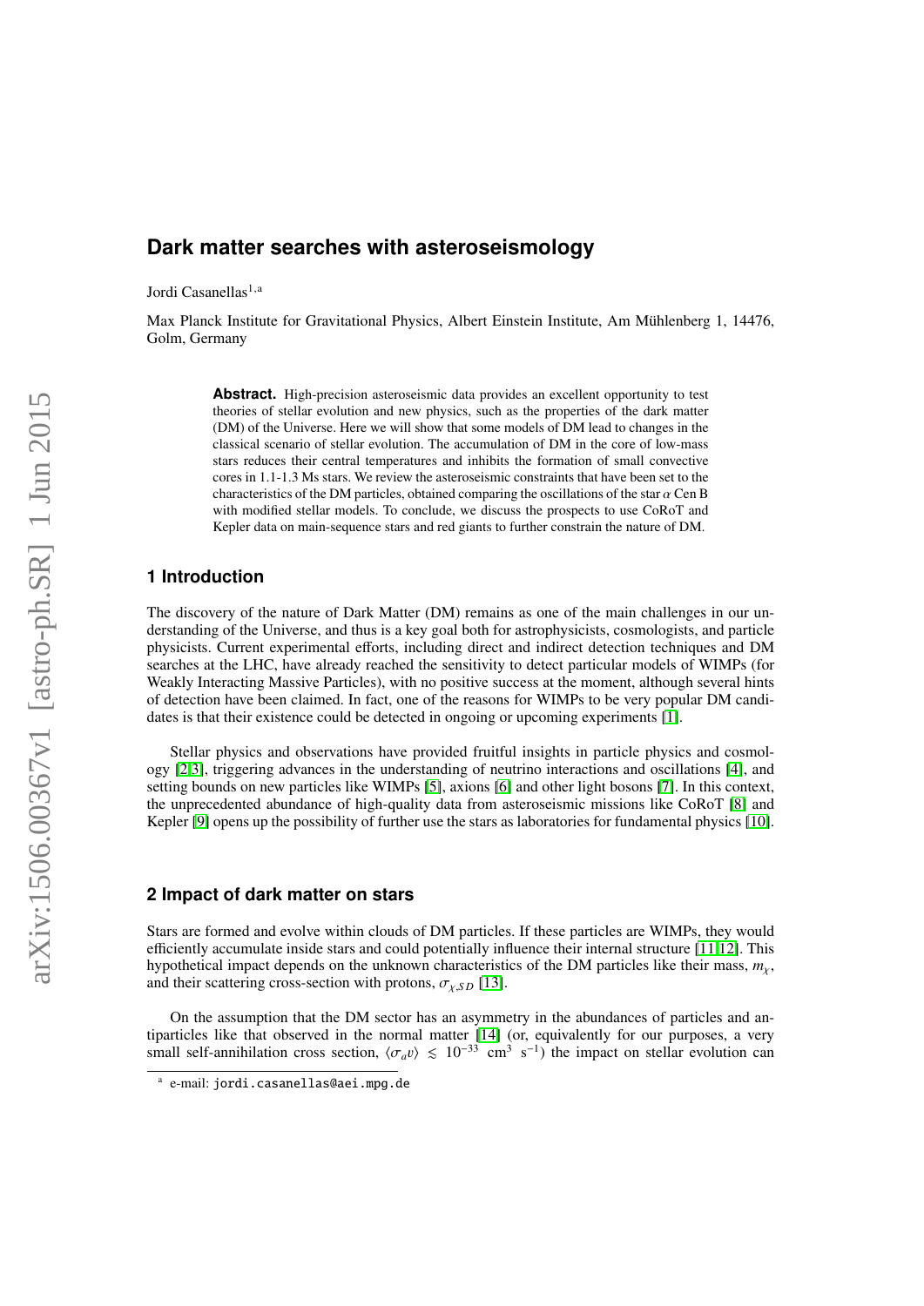# Dark matter searches with asteroseismology

Jordi Casanellas[1,a]

Max Planck Institute for Gravitational Physics, Albert Einstein Institute, Am Mühlenberg 1, 14476, Golm, Germany

> **Abstract.** High-precision asteroseismic data provides an excellent opportunity to test theories of stellar evolution and new physics, such as the properties of the dark matter (DM) of the Universe. Here we will show that some models of DM lead to changes in the classical scenario of stellar evolution. The accumulation of DM in the core of low-mass stars reduces their central temperatures and inhibits the formation of small convective cores in 1.1-1.3 Ms stars. We review the asteroseismic constraints that have been set to the characteristics of the DM particles, obtained comparing the oscillations of the star $\alpha$ Cen B with modified stellar models. To conclude, we discuss the prospects to use CoRoT and Kepler data on main-sequence stars and red giants to further constrain the nature of DM.

## 1 Introduction

The discovery of the nature of Dark Matter (DM) remains as one of the main challenges in our understanding of the Universe, and thus is a key goal both for astrophysicists, cosmologists, and particle physicists. Current experimental efforts, including direct and indirect detection techniques and DM searches at the LHC, have already reached the sensitivity to detect particular models of WIMPs (for Weakly Interacting Massive Particles), with no positive success at the moment, although several hints of detection have been claimed. In fact, one of the reasons for WIMPs to be very popular DM candidates is that their existence could be detected in ongoing or upcoming experiments [1].

Stellar physics and observations have provided fruitful insights in particle physics and cosmology [2,3], triggering advances in the understanding of neutrino interactions and oscillations [4], and setting bounds on new particles like WIMPs [5], axions [6] and other light bosons [7]. In this context, the unprecedented abundance of high-quality data from asteroseismic missions like CoRoT [8] and Kepler [9] opens up the possibility of further use the stars as laboratories for fundamental physics [10].

## 2 Impact of dark matter on stars

Stars are formed and evolve within clouds of DM particles. If these particles are WIMPs, they would efficiently accumulate inside stars and could potentially influence their internal structure [11,12]. This hypothetical impact depends on the unknown characteristics of the DM particles like their mass, $m_\chi$, and their scattering cross-section with protons, $\sigma_{\chi,SD}$ [13].

On the assumption that the DM sector has an asymmetry in the abundances of particles and antiparticles like that observed in the normal matter [14] (or, equivalently for our purposes, a very small self-annihilation cross section, $\langle\sigma_a v\rangle \lesssim 10^{-33}$ cm$^3$ s$^{-1}$) the impact on stellar evolution can

[a] e-mail: jordi.casanellas@aei.mpg.de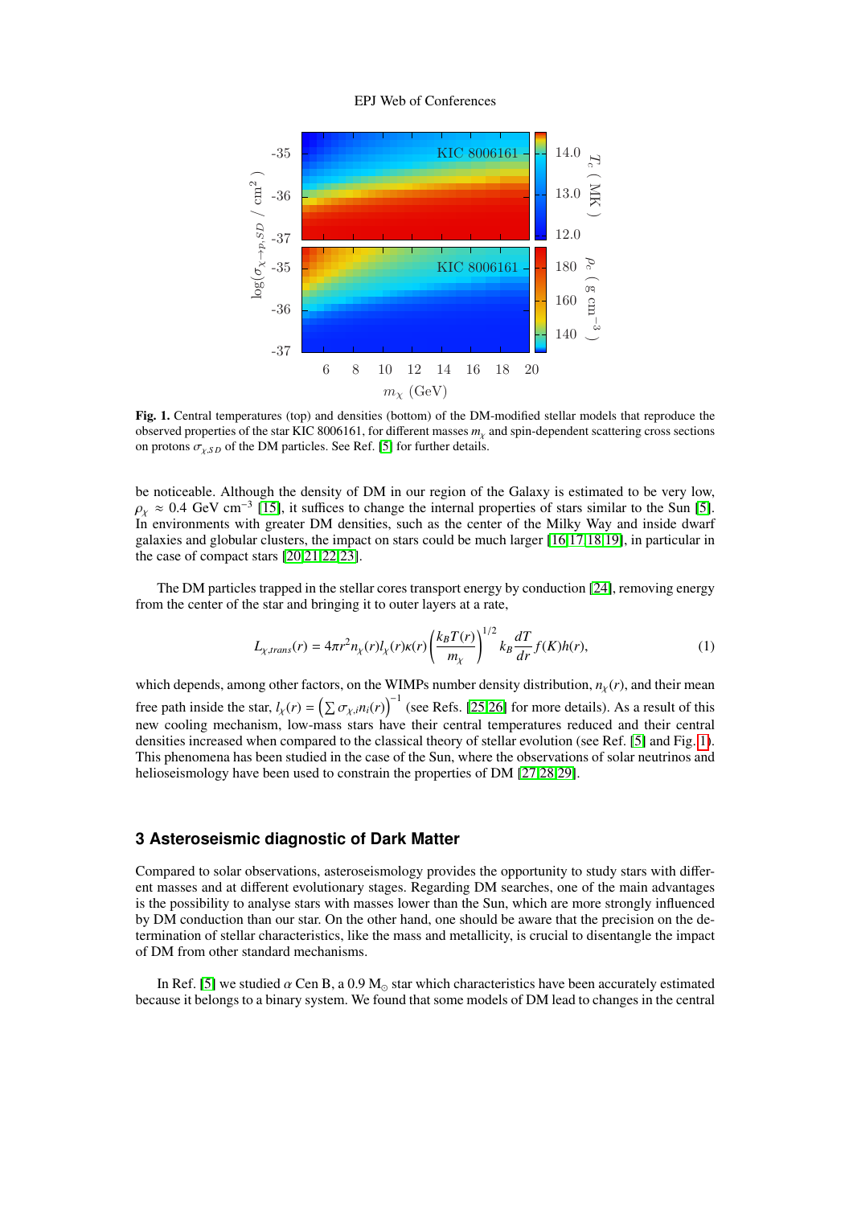**Fig. 1.** Central temperatures (top) and densities (bottom) of the DM-modified stellar models that reproduce the observed properties of the star KIC 8006161, for different masses $m_\chi$ and spin-dependent scattering cross sections on protons $\sigma_{\chi,SD}$ of the DM particles. See Ref. [5] for further details.

be noticeable. Although the density of DM in our region of the Galaxy is estimated to be very low, $\rho_\chi \approx 0.4$ GeV cm$^{-3}$ [15], it suffices to change the internal properties of stars similar to the Sun [5]. In environments with greater DM densities, such as the center of the Milky Way and inside dwarf galaxies and globular clusters, the impact on stars could be much larger [16,17,18,19], in particular in the case of compact stars [20,21,22,23].

The DM particles trapped in the stellar cores transport energy by conduction [24], removing energy from the center of the star and bringing it to outer layers at a rate,

$$L_{\chi,trans}(r) = 4\pi r^2 n_\chi(r) l_\chi(r) \kappa(r) \left(\frac{k_B T(r)}{m_\chi}\right)^{1/2} k_B \frac{dT}{dr} f(K) h(r), \tag{1}$$

which depends, among other factors, on the WIMPs number density distribution, $n_\chi(r)$, and their mean free path inside the star, $l_\chi(r) = \left(\sum \sigma_{\chi,i} n_i(r)\right)^{-1}$ (see Refs. [25,26] for more details). As a result of this new cooling mechanism, low-mass stars have their central temperatures reduced and their central densities increased when compared to the classical theory of stellar evolution (see Ref. [5] and Fig. 1). This phenomena has been studied in the case of the Sun, where the observations of solar neutrinos and helioseismology have been used to constrain the properties of DM [27,28,29].

## 3 Asteroseismic diagnostic of Dark Matter

Compared to solar observations, asteroseismology provides the opportunity to study stars with different masses and at different evolutionary stages. Regarding DM searches, one of the main advantages is the possibility to analyse stars with masses lower than the Sun, which are more strongly influenced by DM conduction than our star. On the other hand, one should be aware that the precision on the determination of stellar characteristics, like the mass and metallicity, is crucial to disentangle the impact of DM from other standard mechanisms.

In Ref. [5] we studied $\alpha$ Cen B, a 0.9 M$_\odot$ star which characteristics have been accurately estimated because it belongs to a binary system. We found that some models of DM lead to changes in the central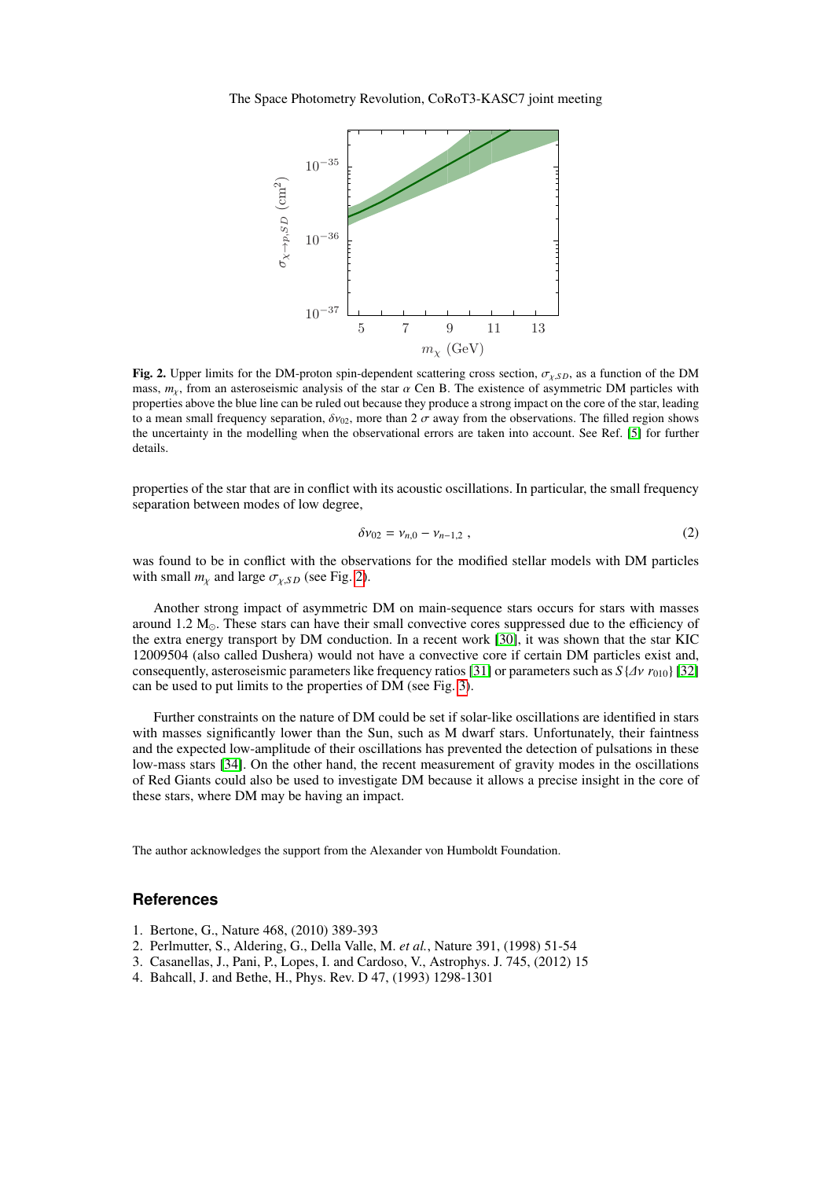**Fig. 2.** Upper limits for the DM-proton spin-dependent scattering cross section, $\sigma_{\chi,SD}$, as a function of the DM mass, $m_\chi$, from an asteroseismic analysis of the star $\alpha$ Cen B. The existence of asymmetric DM particles with properties above the blue line can be ruled out because they produce a strong impact on the core of the star, leading to a mean small frequency separation, $\delta\nu_{02}$, more than 2 $\sigma$ away from the observations. The filled region shows the uncertainty in the modelling when the observational errors are taken into account. See Ref. [5] for further details.

properties of the star that are in conflict with its acoustic oscillations. In particular, the small frequency separation between modes of low degree,

$$\delta\nu_{02} = \nu_{n,0} - \nu_{n-1,2} \, , \tag{2}$$

was found to be in conflict with the observations for the modified stellar models with DM particles with small $m_\chi$ and large $\sigma_{\chi,SD}$ (see Fig. 2).

Another strong impact of asymmetric DM on main-sequence stars occurs for stars with masses around 1.2 $M_\odot$. These stars can have their small convective cores suppressed due to the efficiency of the extra energy transport by DM conduction. In a recent work [30], it was shown that the star KIC 12009504 (also called Dushera) would not have a convective core if certain DM particles exist and, consequently, asteroseismic parameters like frequency ratios [31] or parameters such as $S\{\Delta\nu\ r_{010}\}$ [32] can be used to put limits to the properties of DM (see Fig. 3).

Further constraints on the nature of DM could be set if solar-like oscillations are identified in stars with masses significantly lower than the Sun, such as M dwarf stars. Unfortunately, their faintness and the expected low-amplitude of their oscillations has prevented the detection of pulsations in these low-mass stars [34]. On the other hand, the recent measurement of gravity modes in the oscillations of Red Giants could also be used to investigate DM because it allows a precise insight in the core of these stars, where DM may be having an impact.

The author acknowledges the support from the Alexander von Humboldt Foundation.

## References

1. Bertone, G., Nature 468, (2010) 389-393
2. Perlmutter, S., Aldering, G., Della Valle, M. *et al.*, Nature 391, (1998) 51-54
3. Casanellas, J., Pani, P., Lopes, I. and Cardoso, V., Astrophys. J. 745, (2012) 15
4. Bahcall, J. and Bethe, H., Phys. Rev. D 47, (1993) 1298-1301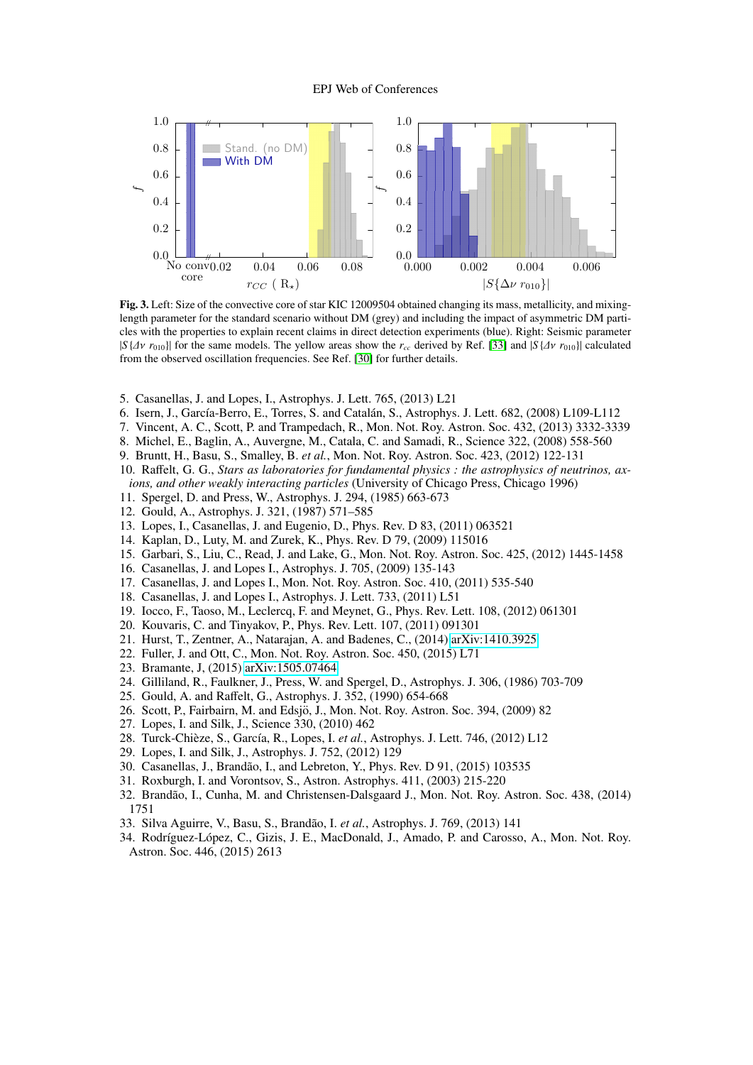1.0
0.8
0.6
0.4
0.2
0.0
$f$
Stand. (no DM)
With DM
No conv core
0.02
0.04
0.06
0.08
$r_{CC}$ ( $R_\star$)

1.0
0.8
0.6
0.4
0.2
0.0
$f$
0.000
0.002
0.004
0.006
$|S\{\Delta\nu\ r_{010}\}|$

**Fig. 3.** Left: Size of the convective core of star KIC 12009504 obtained changing its mass, metallicity, and mixing-length parameter for the standard scenario without DM (grey) and including the impact of asymmetric DM particles with the properties to explain recent claims in direct detection experiments (blue). Right: Seismic parameter $|S\{\Delta\nu\ r_{010}\}|$ for the same models. The yellow areas show the $r_{cc}$ derived by Ref. [33] and $|S\{\Delta\nu\ r_{010}\}|$ calculated from the observed oscillation frequencies. See Ref. [30] for further details.

5. Casanellas, J. and Lopes, I., Astrophys. J. Lett. 765, (2013) L21
6. Isern, J., García-Berro, E., Torres, S. and Catalán, S., Astrophys. J. Lett. 682, (2008) L109-L112
7. Vincent, A. C., Scott, P. and Trampedach, R., Mon. Not. Roy. Astron. Soc. 432, (2013) 3332-3339
8. Michel, E., Baglin, A., Auvergne, M., Catala, C. and Samadi, R., Science 322, (2008) 558-560
9. Bruntt, H., Basu, S., Smalley, B. *et al.*, Mon. Not. Roy. Astron. Soc. 423, (2012) 122-131
10. Raffelt, G. G., *Stars as laboratories for fundamental physics : the astrophysics of neutrinos, axions, and other weakly interacting particles* (University of Chicago Press, Chicago 1996)
11. Spergel, D. and Press, W., Astrophys. J. 294, (1985) 663-673
12. Gould, A., Astrophys. J. 321, (1987) 571–585
13. Lopes, I., Casanellas, J. and Eugenio, D., Phys. Rev. D 83, (2011) 063521
14. Kaplan, D., Luty, M. and Zurek, K., Phys. Rev. D 79, (2009) 115016
15. Garbari, S., Liu, C., Read, J. and Lake, G., Mon. Not. Roy. Astron. Soc. 425, (2012) 1445-1458
16. Casanellas, J. and Lopes I., Astrophys. J. 705, (2009) 135-143
17. Casanellas, J. and Lopes I., Mon. Not. Roy. Astron. Soc. 410, (2011) 535-540
18. Casanellas, J. and Lopes I., Astrophys. J. Lett. 733, (2011) L51
19. Iocco, F., Taoso, M., Leclercq, F. and Meynet, G., Phys. Rev. Lett. 108, (2012) 061301
20. Kouvaris, C. and Tinyakov, P., Phys. Rev. Lett. 107, (2011) 091301
21. Hurst, T., Zentner, A., Natarajan, A. and Badenes, C., (2014) arXiv:1410.3925
22. Fuller, J. and Ott, C., Mon. Not. Roy. Astron. Soc. 450, (2015) L71
23. Bramante, J, (2015) arXiv:1505.07464
24. Gilliland, R., Faulkner, J., Press, W. and Spergel, D., Astrophys. J. 306, (1986) 703-709
25. Gould, A. and Raffelt, G., Astrophys. J. 352, (1990) 654-668
26. Scott, P., Fairbairn, M. and Edsjö, J., Mon. Not. Roy. Astron. Soc. 394, (2009) 82
27. Lopes, I. and Silk, J., Science 330, (2010) 462
28. Turck-Chièze, S., García, R., Lopes, I. *et al.*, Astrophys. J. Lett. 746, (2012) L12
29. Lopes, I. and Silk, J., Astrophys. J. 752, (2012) 129
30. Casanellas, J., Brandão, I., and Lebreton, Y., Phys. Rev. D 91, (2015) 103535
31. Roxburgh, I. and Vorontsov, S., Astron. Astrophys. 411, (2003) 215-220
32. Brandão, I., Cunha, M. and Christensen-Dalsgaard J., Mon. Not. Roy. Astron. Soc. 438, (2014) 1751
33. Silva Aguirre, V., Basu, S., Brandão, I. *et al.*, Astrophys. J. 769, (2013) 141
34. Rodríguez-López, C., Gizis, J. E., MacDonald, J., Amado, P. and Carosso, A., Mon. Not. Roy. Astron. Soc. 446, (2015) 2613